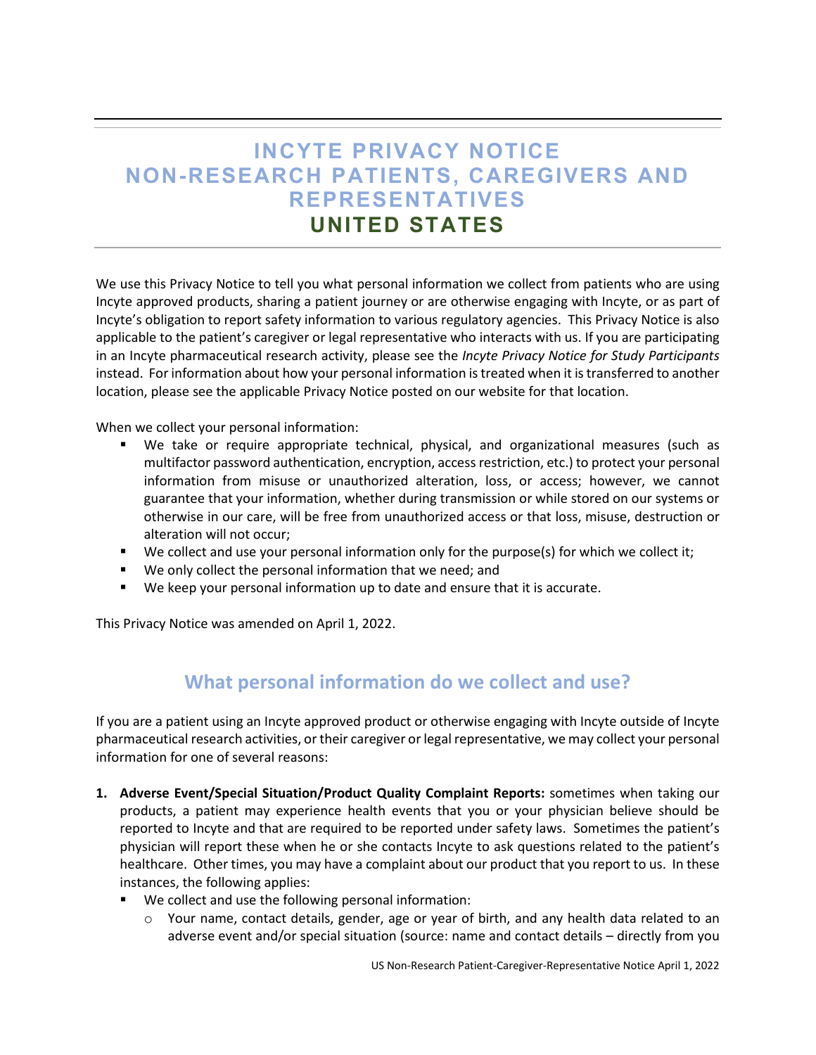# INCYTE PRIVACY NOTICE
# NON-RESEARCH PATIENTS, CAREGIVERS AND REPRESENTATIVES
# UNITED STATES

We use this Privacy Notice to tell you what personal information we collect from patients who are using Incyte approved products, sharing a patient journey or are otherwise engaging with Incyte, or as part of Incyte's obligation to report safety information to various regulatory agencies. This Privacy Notice is also applicable to the patient's caregiver or legal representative who interacts with us. If you are participating in an Incyte pharmaceutical research activity, please see the *Incyte Privacy Notice for Study Participants* instead. For information about how your personal information is treated when it is transferred to another location, please see the applicable Privacy Notice posted on our website for that location.

When we collect your personal information:

- We take or require appropriate technical, physical, and organizational measures (such as multifactor password authentication, encryption, access restriction, etc.) to protect your personal information from misuse or unauthorized alteration, loss, or access; however, we cannot guarantee that your information, whether during transmission or while stored on our systems or otherwise in our care, will be free from unauthorized access or that loss, misuse, destruction or alteration will not occur;
- We collect and use your personal information only for the purpose(s) for which we collect it;
- We only collect the personal information that we need; and
- We keep your personal information up to date and ensure that it is accurate.

This Privacy Notice was amended on April 1, 2022.

## What personal information do we collect and use?

If you are a patient using an Incyte approved product or otherwise engaging with Incyte outside of Incyte pharmaceutical research activities, or their caregiver or legal representative, we may collect your personal information for one of several reasons:

1. **Adverse Event/Special Situation/Product Quality Complaint Reports:** sometimes when taking our products, a patient may experience health events that you or your physician believe should be reported to Incyte and that are required to be reported under safety laws. Sometimes the patient's physician will report these when he or she contacts Incyte to ask questions related to the patient's healthcare. Other times, you may have a complaint about our product that you report to us. In these instances, the following applies:
   - We collect and use the following personal information:
     - Your name, contact details, gender, age or year of birth, and any health data related to an adverse event and/or special situation (source: name and contact details – directly from you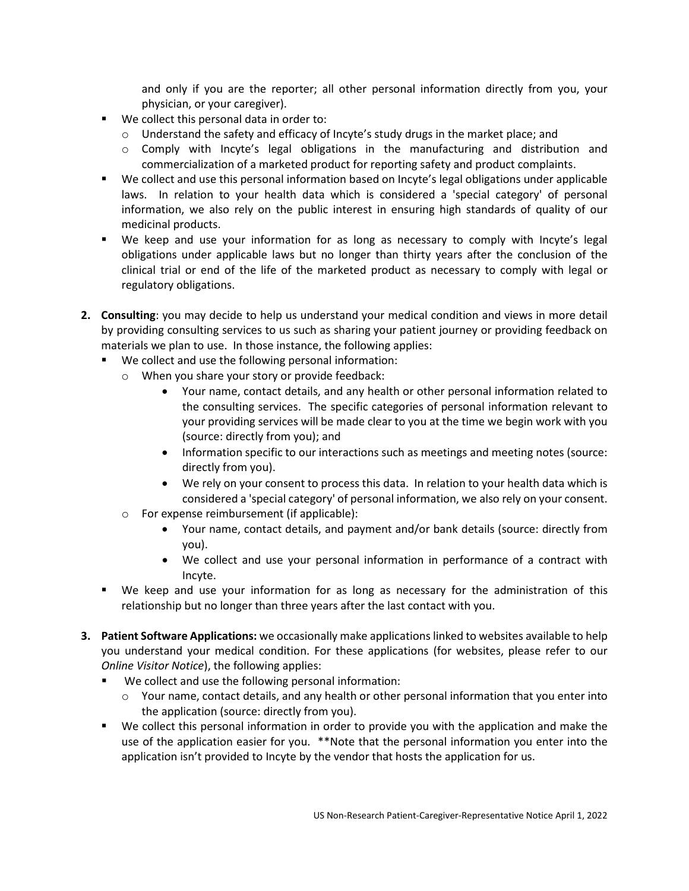and only if you are the reporter; all other personal information directly from you, your physician, or your caregiver).

- We collect this personal data in order to:
  - Understand the safety and efficacy of Incyte's study drugs in the market place; and
  - Comply with Incyte's legal obligations in the manufacturing and distribution and commercialization of a marketed product for reporting safety and product complaints.
- We collect and use this personal information based on Incyte's legal obligations under applicable laws. In relation to your health data which is considered a 'special category' of personal information, we also rely on the public interest in ensuring high standards of quality of our medicinal products.
- We keep and use your information for as long as necessary to comply with Incyte's legal obligations under applicable laws but no longer than thirty years after the conclusion of the clinical trial or end of the life of the marketed product as necessary to comply with legal or regulatory obligations.

2. **Consulting**: you may decide to help us understand your medical condition and views in more detail by providing consulting services to us such as sharing your patient journey or providing feedback on materials we plan to use. In those instance, the following applies:
   - We collect and use the following personal information:
     - When you share your story or provide feedback:
       - Your name, contact details, and any health or other personal information related to the consulting services. The specific categories of personal information relevant to your providing services will be made clear to you at the time we begin work with you (source: directly from you); and
       - Information specific to our interactions such as meetings and meeting notes (source: directly from you).
       - We rely on your consent to process this data. In relation to your health data which is considered a 'special category' of personal information, we also rely on your consent.
     - For expense reimbursement (if applicable):
       - Your name, contact details, and payment and/or bank details (source: directly from you).
       - We collect and use your personal information in performance of a contract with Incyte.
   - We keep and use your information for as long as necessary for the administration of this relationship but no longer than three years after the last contact with you.

3. **Patient Software Applications:** we occasionally make applications linked to websites available to help you understand your medical condition. For these applications (for websites, please refer to our *Online Visitor Notice*), the following applies:
   - We collect and use the following personal information:
     - Your name, contact details, and any health or other personal information that you enter into the application (source: directly from you).
   - We collect this personal information in order to provide you with the application and make the use of the application easier for you. **Note that the personal information you enter into the application isn't provided to Incyte by the vendor that hosts the application for us.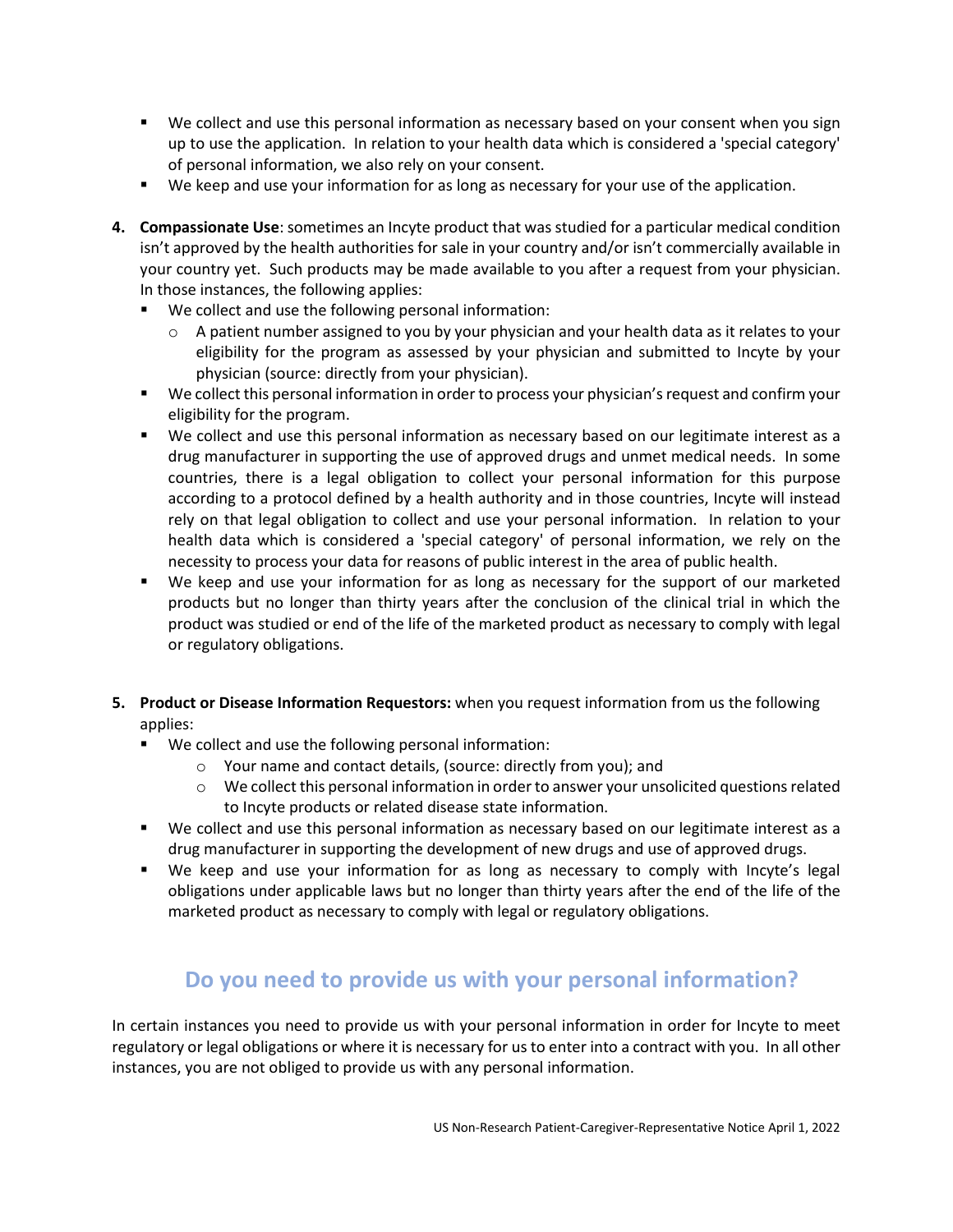- We collect and use this personal information as necessary based on your consent when you sign up to use the application. In relation to your health data which is considered a 'special category' of personal information, we also rely on your consent.
- We keep and use your information for as long as necessary for your use of the application.

4. **Compassionate Use**: sometimes an Incyte product that was studied for a particular medical condition isn't approved by the health authorities for sale in your country and/or isn't commercially available in your country yet. Such products may be made available to you after a request from your physician. In those instances, the following applies:
   - We collect and use the following personal information:
     - A patient number assigned to you by your physician and your health data as it relates to your eligibility for the program as assessed by your physician and submitted to Incyte by your physician (source: directly from your physician).
   - We collect this personal information in order to process your physician's request and confirm your eligibility for the program.
   - We collect and use this personal information as necessary based on our legitimate interest as a drug manufacturer in supporting the use of approved drugs and unmet medical needs. In some countries, there is a legal obligation to collect your personal information for this purpose according to a protocol defined by a health authority and in those countries, Incyte will instead rely on that legal obligation to collect and use your personal information. In relation to your health data which is considered a 'special category' of personal information, we rely on the necessity to process your data for reasons of public interest in the area of public health.
   - We keep and use your information for as long as necessary for the support of our marketed products but no longer than thirty years after the conclusion of the clinical trial in which the product was studied or end of the life of the marketed product as necessary to comply with legal or regulatory obligations.

5. **Product or Disease Information Requestors:** when you request information from us the following applies:
   - We collect and use the following personal information:
     - Your name and contact details, (source: directly from you); and
     - We collect this personal information in order to answer your unsolicited questions related to Incyte products or related disease state information.
   - We collect and use this personal information as necessary based on our legitimate interest as a drug manufacturer in supporting the development of new drugs and use of approved drugs.
   - We keep and use your information for as long as necessary to comply with Incyte's legal obligations under applicable laws but no longer than thirty years after the end of the life of the marketed product as necessary to comply with legal or regulatory obligations.

## Do you need to provide us with your personal information?

In certain instances you need to provide us with your personal information in order for Incyte to meet regulatory or legal obligations or where it is necessary for us to enter into a contract with you. In all other instances, you are not obliged to provide us with any personal information.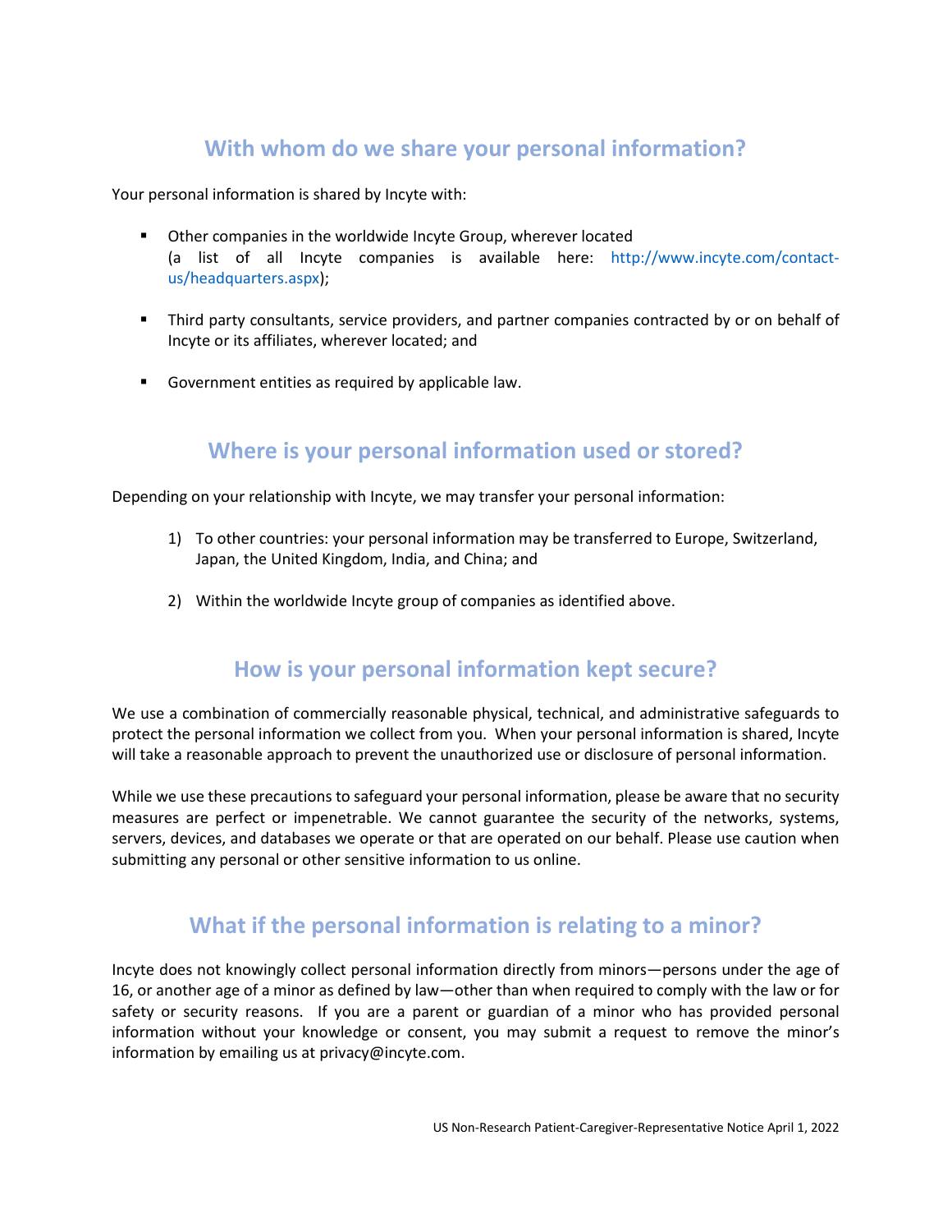## With whom do we share your personal information?

Your personal information is shared by Incyte with:

- Other companies in the worldwide Incyte Group, wherever located (a list of all Incyte companies is available here: http://www.incyte.com/contact-us/headquarters.aspx);
- Third party consultants, service providers, and partner companies contracted by or on behalf of Incyte or its affiliates, wherever located; and
- Government entities as required by applicable law.

## Where is your personal information used or stored?

Depending on your relationship with Incyte, we may transfer your personal information:

1) To other countries: your personal information may be transferred to Europe, Switzerland, Japan, the United Kingdom, India, and China; and
2) Within the worldwide Incyte group of companies as identified above.

## How is your personal information kept secure?

We use a combination of commercially reasonable physical, technical, and administrative safeguards to protect the personal information we collect from you. When your personal information is shared, Incyte will take a reasonable approach to prevent the unauthorized use or disclosure of personal information.

While we use these precautions to safeguard your personal information, please be aware that no security measures are perfect or impenetrable. We cannot guarantee the security of the networks, systems, servers, devices, and databases we operate or that are operated on our behalf. Please use caution when submitting any personal or other sensitive information to us online.

## What if the personal information is relating to a minor?

Incyte does not knowingly collect personal information directly from minors—persons under the age of 16, or another age of a minor as defined by law—other than when required to comply with the law or for safety or security reasons. If you are a parent or guardian of a minor who has provided personal information without your knowledge or consent, you may submit a request to remove the minor's information by emailing us at privacy@incyte.com.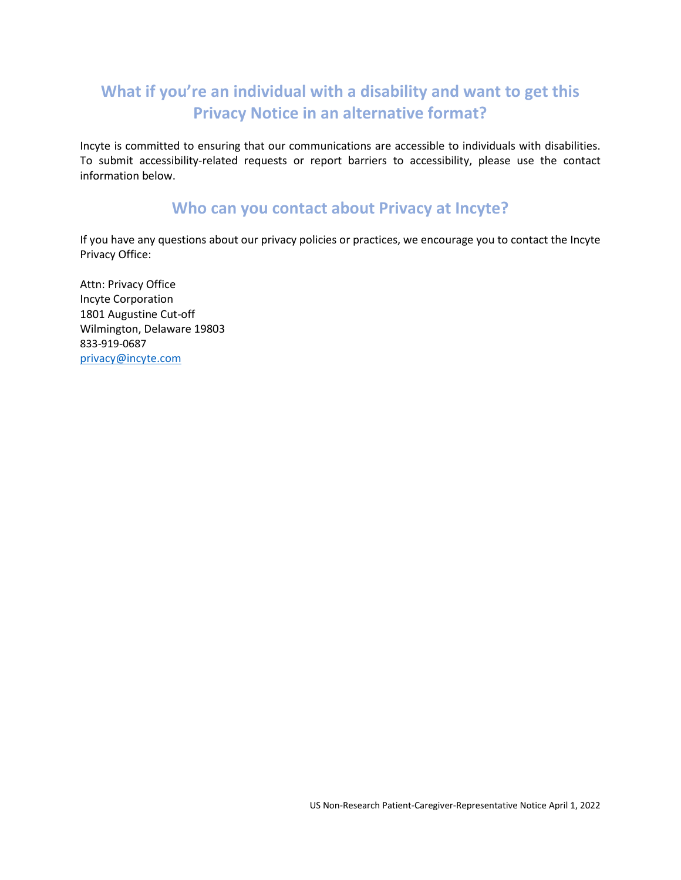## What if you're an individual with a disability and want to get this Privacy Notice in an alternative format?

Incyte is committed to ensuring that our communications are accessible to individuals with disabilities. To submit accessibility-related requests or report barriers to accessibility, please use the contact information below.

## Who can you contact about Privacy at Incyte?

If you have any questions about our privacy policies or practices, we encourage you to contact the Incyte Privacy Office:

Attn: Privacy Office
Incyte Corporation
1801 Augustine Cut-off
Wilmington, Delaware 19803
833-919-0687
privacy@incyte.com

US Non-Research Patient-Caregiver-Representative Notice April 1, 2022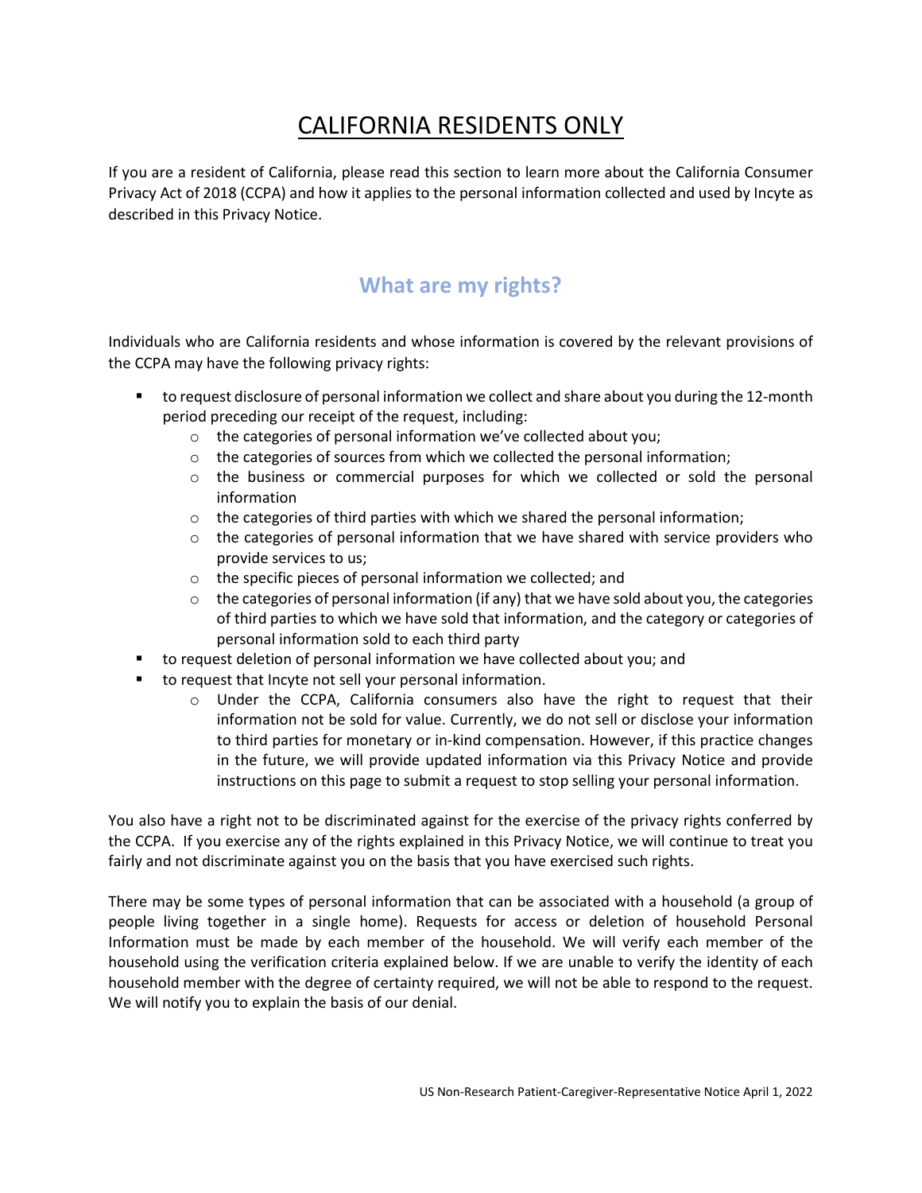# CALIFORNIA RESIDENTS ONLY

If you are a resident of California, please read this section to learn more about the California Consumer Privacy Act of 2018 (CCPA) and how it applies to the personal information collected and used by Incyte as described in this Privacy Notice.

## What are my rights?

Individuals who are California residents and whose information is covered by the relevant provisions of the CCPA may have the following privacy rights:

- to request disclosure of personal information we collect and share about you during the 12-month period preceding our receipt of the request, including:
  - the categories of personal information we've collected about you;
  - the categories of sources from which we collected the personal information;
  - the business or commercial purposes for which we collected or sold the personal information
  - the categories of third parties with which we shared the personal information;
  - the categories of personal information that we have shared with service providers who provide services to us;
  - the specific pieces of personal information we collected; and
  - the categories of personal information (if any) that we have sold about you, the categories of third parties to which we have sold that information, and the category or categories of personal information sold to each third party
- to request deletion of personal information we have collected about you; and
- to request that Incyte not sell your personal information.
  - Under the CCPA, California consumers also have the right to request that their information not be sold for value. Currently, we do not sell or disclose your information to third parties for monetary or in-kind compensation. However, if this practice changes in the future, we will provide updated information via this Privacy Notice and provide instructions on this page to submit a request to stop selling your personal information.

You also have a right not to be discriminated against for the exercise of the privacy rights conferred by the CCPA. If you exercise any of the rights explained in this Privacy Notice, we will continue to treat you fairly and not discriminate against you on the basis that you have exercised such rights.

There may be some types of personal information that can be associated with a household (a group of people living together in a single home). Requests for access or deletion of household Personal Information must be made by each member of the household. We will verify each member of the household using the verification criteria explained below. If we are unable to verify the identity of each household member with the degree of certainty required, we will not be able to respond to the request. We will notify you to explain the basis of our denial.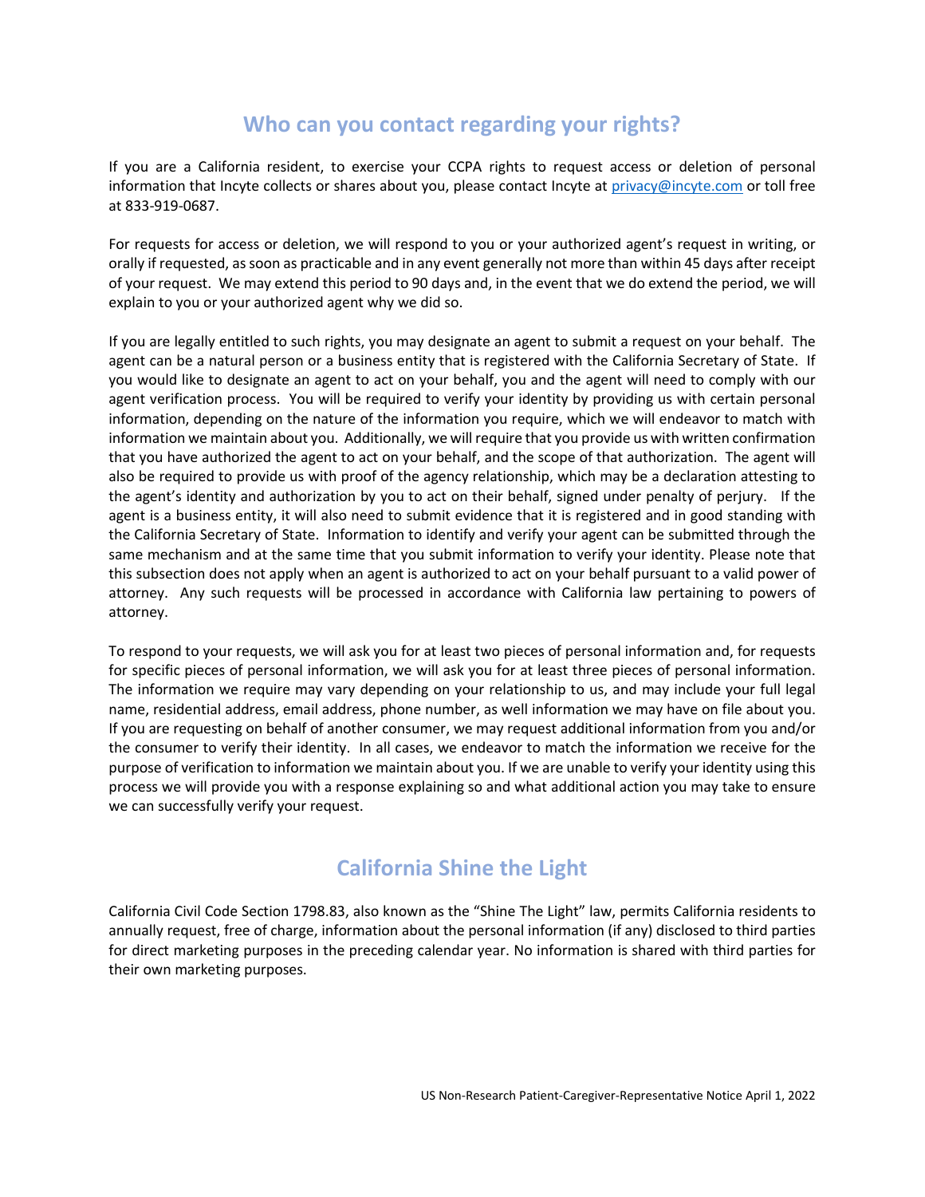## Who can you contact regarding your rights?

If you are a California resident, to exercise your CCPA rights to request access or deletion of personal information that Incyte collects or shares about you, please contact Incyte at [privacy@incyte.com](mailto:privacy@incyte.com) or toll free at 833-919-0687.

For requests for access or deletion, we will respond to you or your authorized agent's request in writing, or orally if requested, as soon as practicable and in any event generally not more than within 45 days after receipt of your request. We may extend this period to 90 days and, in the event that we do extend the period, we will explain to you or your authorized agent why we did so.

If you are legally entitled to such rights, you may designate an agent to submit a request on your behalf. The agent can be a natural person or a business entity that is registered with the California Secretary of State. If you would like to designate an agent to act on your behalf, you and the agent will need to comply with our agent verification process. You will be required to verify your identity by providing us with certain personal information, depending on the nature of the information you require, which we will endeavor to match with information we maintain about you. Additionally, we will require that you provide us with written confirmation that you have authorized the agent to act on your behalf, and the scope of that authorization. The agent will also be required to provide us with proof of the agency relationship, which may be a declaration attesting to the agent's identity and authorization by you to act on their behalf, signed under penalty of perjury. If the agent is a business entity, it will also need to submit evidence that it is registered and in good standing with the California Secretary of State. Information to identify and verify your agent can be submitted through the same mechanism and at the same time that you submit information to verify your identity. Please note that this subsection does not apply when an agent is authorized to act on your behalf pursuant to a valid power of attorney. Any such requests will be processed in accordance with California law pertaining to powers of attorney.

To respond to your requests, we will ask you for at least two pieces of personal information and, for requests for specific pieces of personal information, we will ask you for at least three pieces of personal information. The information we require may vary depending on your relationship to us, and may include your full legal name, residential address, email address, phone number, as well information we may have on file about you. If you are requesting on behalf of another consumer, we may request additional information from you and/or the consumer to verify their identity. In all cases, we endeavor to match the information we receive for the purpose of verification to information we maintain about you. If we are unable to verify your identity using this process we will provide you with a response explaining so and what additional action you may take to ensure we can successfully verify your request.

## California Shine the Light

California Civil Code Section 1798.83, also known as the "Shine The Light" law, permits California residents to annually request, free of charge, information about the personal information (if any) disclosed to third parties for direct marketing purposes in the preceding calendar year. No information is shared with third parties for their own marketing purposes.